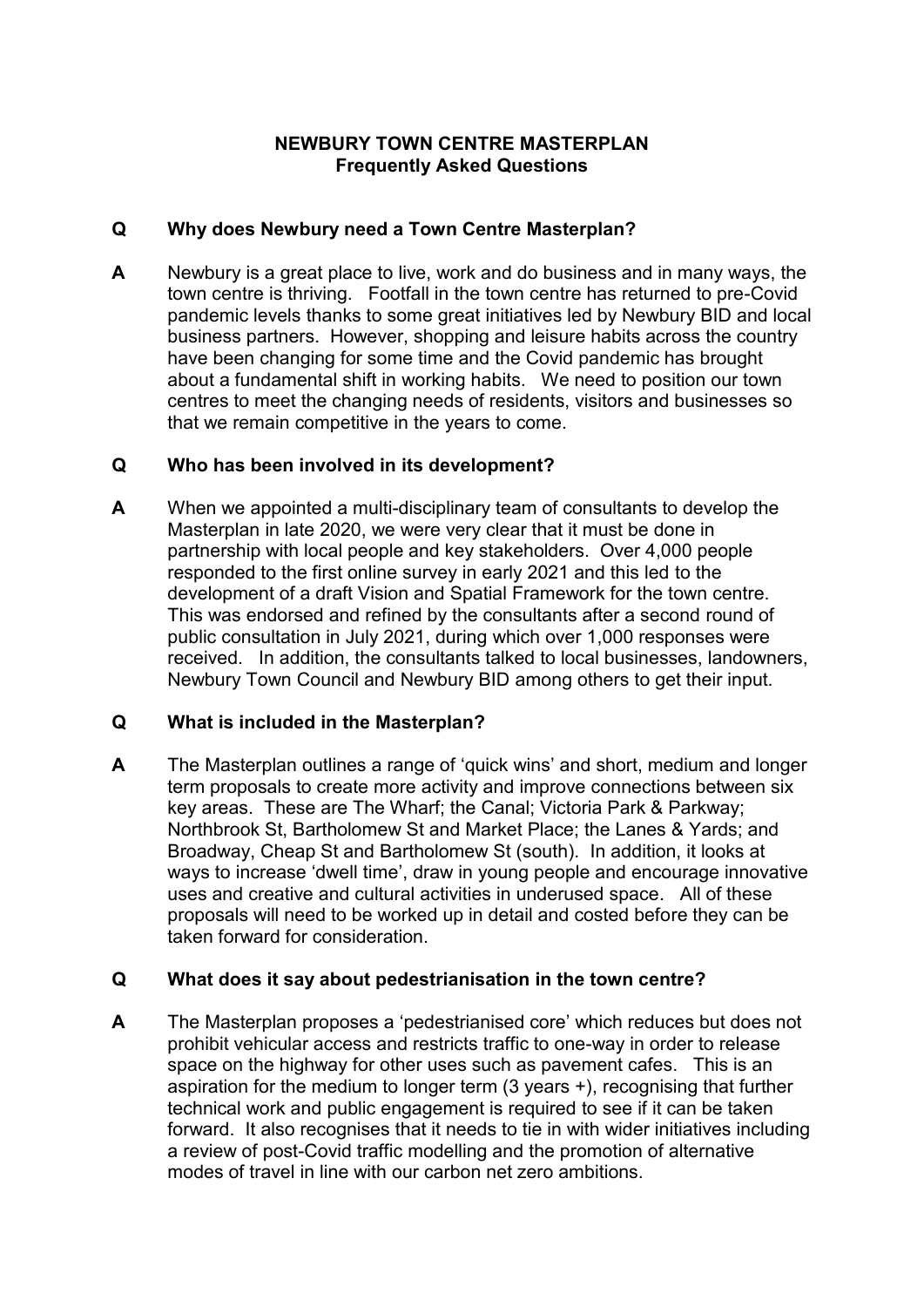# NEWBURY TOWN CENTRE MASTERPLAN
## Frequently Asked Questions

**Q Why does Newbury need a Town Centre Masterplan?**

**A** Newbury is a great place to live, work and do business and in many ways, the town centre is thriving. Footfall in the town centre has returned to pre-Covid pandemic levels thanks to some great initiatives led by Newbury BID and local business partners. However, shopping and leisure habits across the country have been changing for some time and the Covid pandemic has brought about a fundamental shift in working habits. We need to position our town centres to meet the changing needs of residents, visitors and businesses so that we remain competitive in the years to come.

**Q Who has been involved in its development?**

**A** When we appointed a multi-disciplinary team of consultants to develop the Masterplan in late 2020, we were very clear that it must be done in partnership with local people and key stakeholders. Over 4,000 people responded to the first online survey in early 2021 and this led to the development of a draft Vision and Spatial Framework for the town centre. This was endorsed and refined by the consultants after a second round of public consultation in July 2021, during which over 1,000 responses were received. In addition, the consultants talked to local businesses, landowners, Newbury Town Council and Newbury BID among others to get their input.

**Q What is included in the Masterplan?**

**A** The Masterplan outlines a range of 'quick wins' and short, medium and longer term proposals to create more activity and improve connections between six key areas. These are The Wharf; the Canal; Victoria Park & Parkway; Northbrook St, Bartholomew St and Market Place; the Lanes & Yards; and Broadway, Cheap St and Bartholomew St (south). In addition, it looks at ways to increase 'dwell time', draw in young people and encourage innovative uses and creative and cultural activities in underused space. All of these proposals will need to be worked up in detail and costed before they can be taken forward for consideration.

**Q What does it say about pedestrianisation in the town centre?**

**A** The Masterplan proposes a 'pedestrianised core' which reduces but does not prohibit vehicular access and restricts traffic to one-way in order to release space on the highway for other uses such as pavement cafes. This is an aspiration for the medium to longer term (3 years +), recognising that further technical work and public engagement is required to see if it can be taken forward. It also recognises that it needs to tie in with wider initiatives including a review of post-Covid traffic modelling and the promotion of alternative modes of travel in line with our carbon net zero ambitions.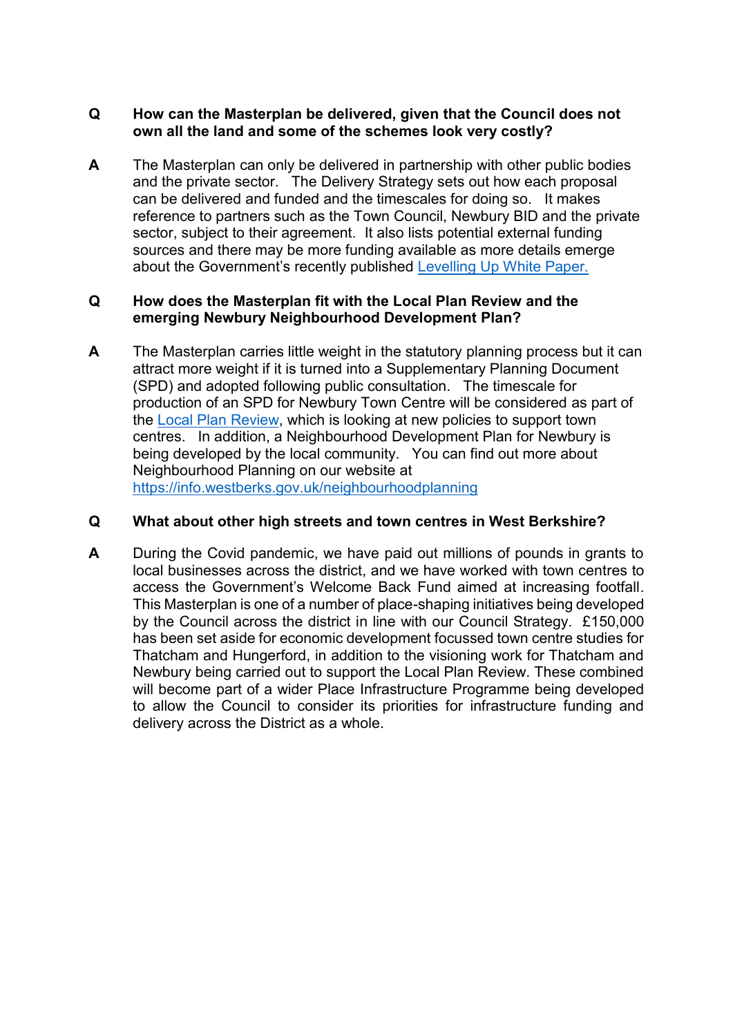**Q How can the Masterplan be delivered, given that the Council does not own all the land and some of the schemes look very costly?**

**A** The Masterplan can only be delivered in partnership with other public bodies and the private sector. The Delivery Strategy sets out how each proposal can be delivered and funded and the timescales for doing so. It makes reference to partners such as the Town Council, Newbury BID and the private sector, subject to their agreement. It also lists potential external funding sources and there may be more funding available as more details emerge about the Government's recently published [Levelling Up White Paper.]()

**Q How does the Masterplan fit with the Local Plan Review and the emerging Newbury Neighbourhood Development Plan?**

**A** The Masterplan carries little weight in the statutory planning process but it can attract more weight if it is turned into a Supplementary Planning Document (SPD) and adopted following public consultation. The timescale for production of an SPD for Newbury Town Centre will be considered as part of the [Local Plan Review](), which is looking at new policies to support town centres. In addition, a Neighbourhood Development Plan for Newbury is being developed by the local community. You can find out more about Neighbourhood Planning on our website at https://info.westberks.gov.uk/neighbourhoodplanning

**Q What about other high streets and town centres in West Berkshire?**

**A** During the Covid pandemic, we have paid out millions of pounds in grants to local businesses across the district, and we have worked with town centres to access the Government's Welcome Back Fund aimed at increasing footfall. This Masterplan is one of a number of place-shaping initiatives being developed by the Council across the district in line with our Council Strategy. £150,000 has been set aside for economic development focussed town centre studies for Thatcham and Hungerford, in addition to the visioning work for Thatcham and Newbury being carried out to support the Local Plan Review. These combined will become part of a wider Place Infrastructure Programme being developed to allow the Council to consider its priorities for infrastructure funding and delivery across the District as a whole.